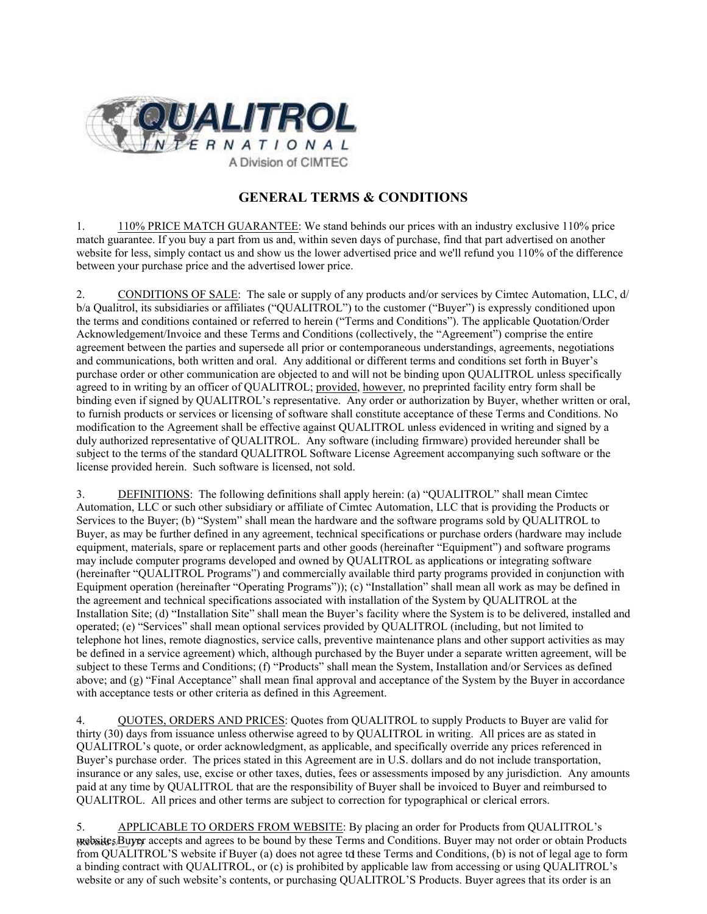# GENERAL TERMS & CONDITIONS

1. <u>110% PRICE MATCH GUARANTEE</u>: We stand behinds our prices with an industry exclusive 110% price match guarantee. If you buy a part from us and, within seven days of purchase, find that part advertised on another website for less, simply contact us and show us the lower advertised price and we'll refund you 110% of the difference between your purchase price and the advertised lower price.

2. <u>CONDITIONS OF SALE</u>: The sale or supply of any products and/or services by Cimtec Automation, LLC, d/b/a Qualitrol, its subsidiaries or affiliates ("QUALITROL") to the customer ("Buyer") is expressly conditioned upon the terms and conditions contained or referred to herein ("Terms and Conditions"). The applicable Quotation/Order Acknowledgement/Invoice and these Terms and Conditions (collectively, the "Agreement") comprise the entire agreement between the parties and supersede all prior or contemporaneous understandings, agreements, negotiations and communications, both written and oral. Any additional or different terms and conditions set forth in Buyer's purchase order or other communication are objected to and will not be binding upon QUALITROL unless specifically agreed to in writing by an officer of QUALITROL; <u>provided</u>, <u>however</u>, no preprinted facility entry form shall be binding even if signed by QUALITROL's representative. Any order or authorization by Buyer, whether written or oral, to furnish products or services or licensing of software shall constitute acceptance of these Terms and Conditions. No modification to the Agreement shall be effective against QUALITROL unless evidenced in writing and signed by a duly authorized representative of QUALITROL. Any software (including firmware) provided hereunder shall be subject to the terms of the standard QUALITROL Software License Agreement accompanying such software or the license provided herein. Such software is licensed, not sold.

3. <u>DEFINITIONS</u>: The following definitions shall apply herein: (a) "QUALITROL" shall mean Cimtec Automation, LLC or such other subsidiary or affiliate of Cimtec Automation, LLC that is providing the Products or Services to the Buyer; (b) "System" shall mean the hardware and the software programs sold by QUALITROL to Buyer, as may be further defined in any agreement, technical specifications or purchase orders (hardware may include equipment, materials, spare or replacement parts and other goods (hereinafter "Equipment") and software programs may include computer programs developed and owned by QUALITROL as applications or integrating software (hereinafter "QUALITROL Programs") and commercially available third party programs provided in conjunction with Equipment operation (hereinafter "Operating Programs")); (c) "Installation" shall mean all work as may be defined in the agreement and technical specifications associated with installation of the System by QUALITROL at the Installation Site; (d) "Installation Site" shall mean the Buyer's facility where the System is to be delivered, installed and operated; (e) "Services" shall mean optional services provided by QUALITROL (including, but not limited to telephone hot lines, remote diagnostics, service calls, preventive maintenance plans and other support activities as may be defined in a service agreement) which, although purchased by the Buyer under a separate written agreement, will be subject to these Terms and Conditions; (f) "Products" shall mean the System, Installation and/or Services as defined above; and (g) "Final Acceptance" shall mean final approval and acceptance of the System by the Buyer in accordance with acceptance tests or other criteria as defined in this Agreement.

4. <u>QUOTES, ORDERS AND PRICES</u>: Quotes from QUALITROL to supply Products to Buyer are valid for thirty (30) days from issuance unless otherwise agreed to by QUALITROL in writing. All prices are as stated in QUALITROL's quote, or order acknowledgment, as applicable, and specifically override any prices referenced in Buyer's purchase order. The prices stated in this Agreement are in U.S. dollars and do not include transportation, insurance or any sales, use, excise or other taxes, duties, fees or assessments imposed by any jurisdiction. Any amounts paid at any time by QUALITROL that are the responsibility of Buyer shall be invoiced to Buyer and reimbursed to QUALITROL. All prices and other terms are subject to correction for typographical or clerical errors.

5. <u>APPLICABLE TO ORDERS FROM WEBSITE</u>: By placing an order for Products from QUALITROL's website, Buyer accepts and agrees to be bound by these Terms and Conditions. Buyer may not order or obtain Products from QUALITROL'S website if Buyer (a) does not agree to these Terms and Conditions, (b) is not of legal age to form a binding contract with QUALITROL, or (c) is prohibited by applicable law from accessing or using QUALITROL's website or any of such website's contents, or purchasing QUALITROL'S Products. Buyer agrees that its order is an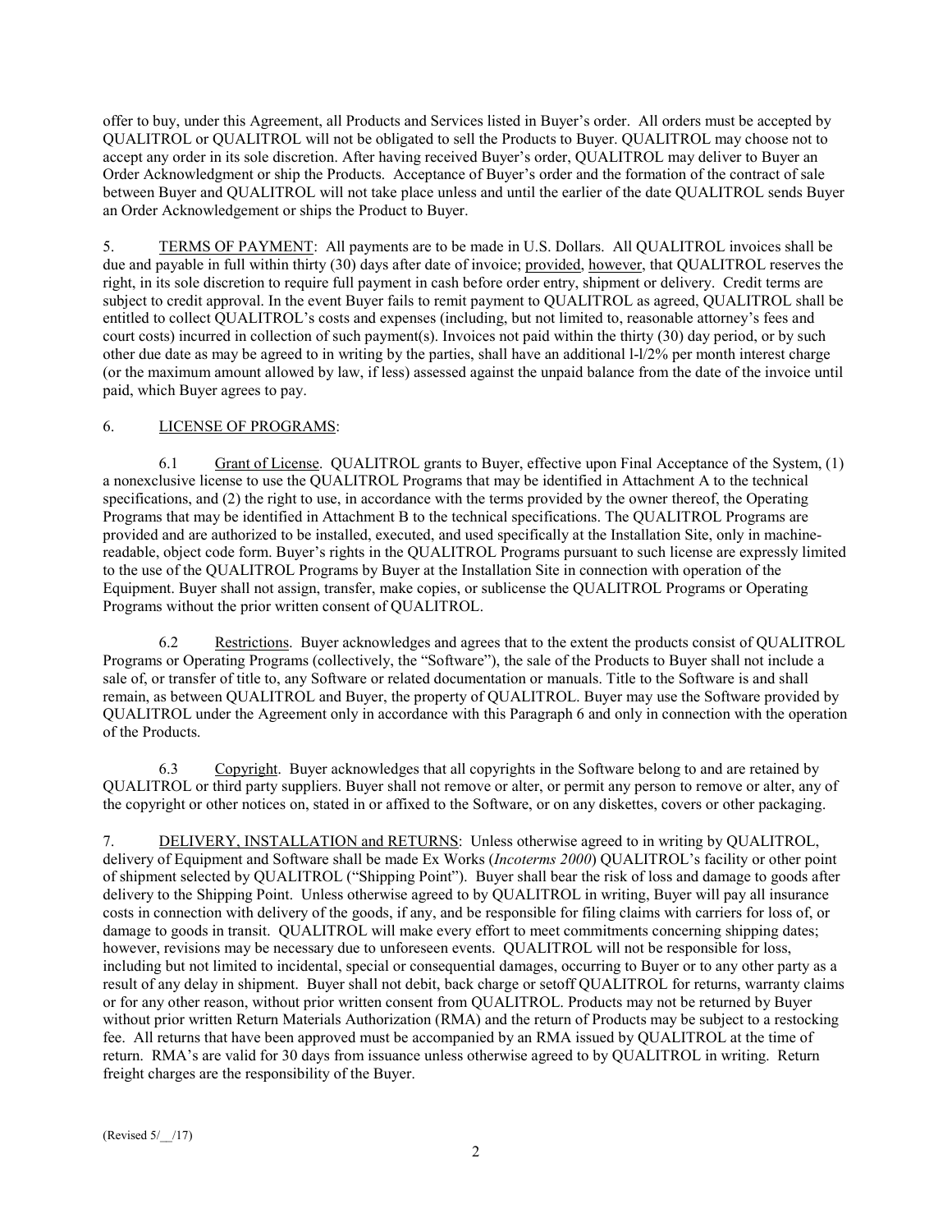offer to buy, under this Agreement, all Products and Services listed in Buyer's order. All orders must be accepted by QUALITROL or QUALITROL will not be obligated to sell the Products to Buyer. QUALITROL may choose not to accept any order in its sole discretion. After having received Buyer's order, QUALITROL may deliver to Buyer an Order Acknowledgment or ship the Products. Acceptance of Buyer's order and the formation of the contract of sale between Buyer and QUALITROL will not take place unless and until the earlier of the date QUALITROL sends Buyer an Order Acknowledgement or ships the Product to Buyer.

5. TERMS OF PAYMENT: All payments are to be made in U.S. Dollars. All QUALITROL invoices shall be due and payable in full within thirty (30) days after date of invoice; provided, however, that QUALITROL reserves the right, in its sole discretion to require full payment in cash before order entry, shipment or delivery. Credit terms are subject to credit approval. In the event Buyer fails to remit payment to QUALITROL as agreed, QUALITROL shall be entitled to collect QUALITROL's costs and expenses (including, but not limited to, reasonable attorney's fees and court costs) incurred in collection of such payment(s). Invoices not paid within the thirty (30) day period, or by such other due date as may be agreed to in writing by the parties, shall have an additional l-l/2% per month interest charge (or the maximum amount allowed by law, if less) assessed against the unpaid balance from the date of the invoice until paid, which Buyer agrees to pay.

6. LICENSE OF PROGRAMS:

6.1 Grant of License. QUALITROL grants to Buyer, effective upon Final Acceptance of the System, (1) a nonexclusive license to use the QUALITROL Programs that may be identified in Attachment A to the technical specifications, and (2) the right to use, in accordance with the terms provided by the owner thereof, the Operating Programs that may be identified in Attachment B to the technical specifications. The QUALITROL Programs are provided and are authorized to be installed, executed, and used specifically at the Installation Site, only in machine-readable, object code form. Buyer's rights in the QUALITROL Programs pursuant to such license are expressly limited to the use of the QUALITROL Programs by Buyer at the Installation Site in connection with operation of the Equipment. Buyer shall not assign, transfer, make copies, or sublicense the QUALITROL Programs or Operating Programs without the prior written consent of QUALITROL.

6.2 Restrictions. Buyer acknowledges and agrees that to the extent the products consist of QUALITROL Programs or Operating Programs (collectively, the "Software"), the sale of the Products to Buyer shall not include a sale of, or transfer of title to, any Software or related documentation or manuals. Title to the Software is and shall remain, as between QUALITROL and Buyer, the property of QUALITROL. Buyer may use the Software provided by QUALITROL under the Agreement only in accordance with this Paragraph 6 and only in connection with the operation of the Products.

6.3 Copyright. Buyer acknowledges that all copyrights in the Software belong to and are retained by QUALITROL or third party suppliers. Buyer shall not remove or alter, or permit any person to remove or alter, any of the copyright or other notices on, stated in or affixed to the Software, or on any diskettes, covers or other packaging.

7. DELIVERY, INSTALLATION and RETURNS: Unless otherwise agreed to in writing by QUALITROL, delivery of Equipment and Software shall be made Ex Works (*Incoterms 2000*) QUALITROL's facility or other point of shipment selected by QUALITROL ("Shipping Point"). Buyer shall bear the risk of loss and damage to goods after delivery to the Shipping Point. Unless otherwise agreed to by QUALITROL in writing, Buyer will pay all insurance costs in connection with delivery of the goods, if any, and be responsible for filing claims with carriers for loss of, or damage to goods in transit. QUALITROL will make every effort to meet commitments concerning shipping dates; however, revisions may be necessary due to unforeseen events. QUALITROL will not be responsible for loss, including but not limited to incidental, special or consequential damages, occurring to Buyer or to any other party as a result of any delay in shipment. Buyer shall not debit, back charge or setoff QUALITROL for returns, warranty claims or for any other reason, without prior written consent from QUALITROL. Products may not be returned by Buyer without prior written Return Materials Authorization (RMA) and the return of Products may be subject to a restocking fee. All returns that have been approved must be accompanied by an RMA issued by QUALITROL at the time of return. RMA's are valid for 30 days from issuance unless otherwise agreed to by QUALITROL in writing. Return freight charges are the responsibility of the Buyer.

(Revised 5/__/17)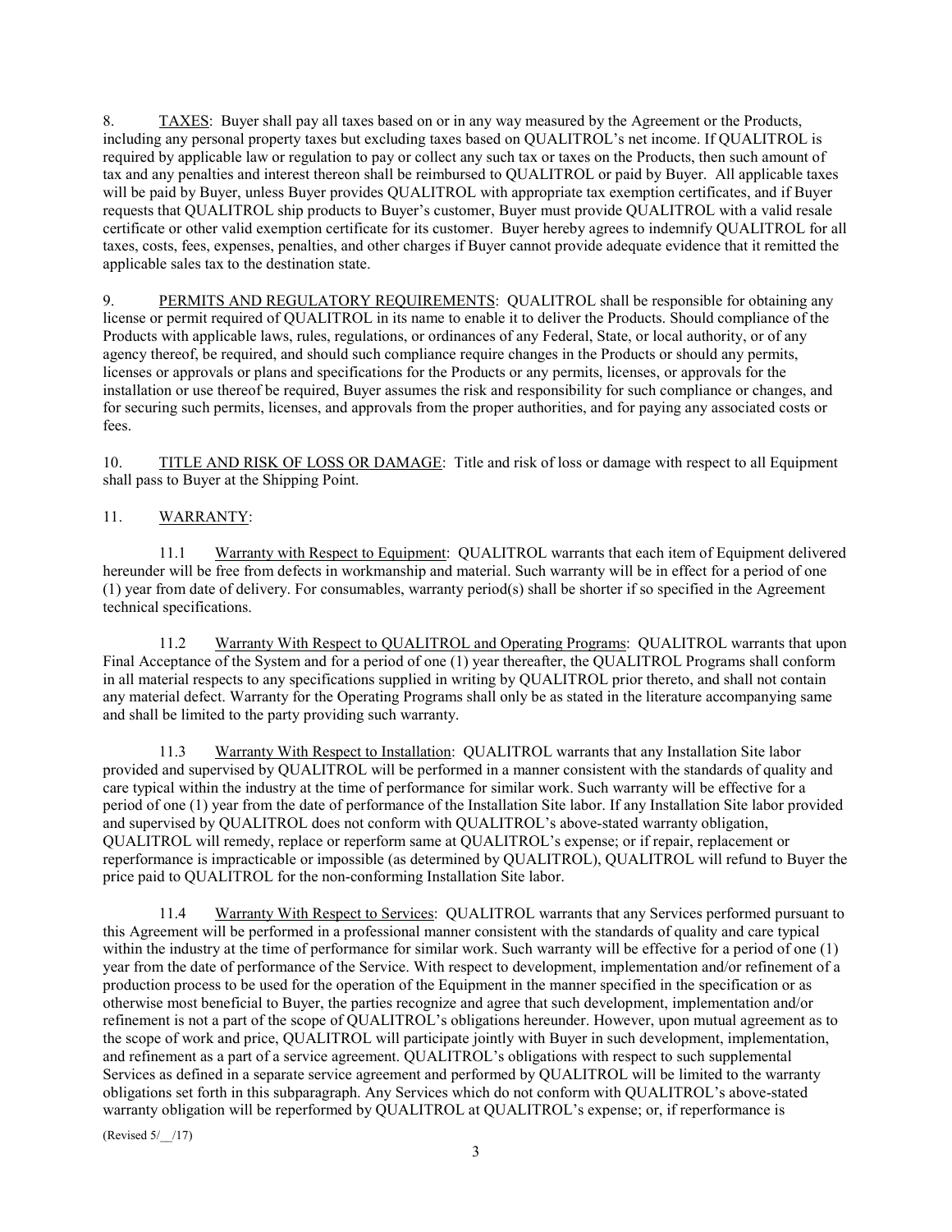8. TAXES: Buyer shall pay all taxes based on or in any way measured by the Agreement or the Products, including any personal property taxes but excluding taxes based on QUALITROL's net income. If QUALITROL is required by applicable law or regulation to pay or collect any such tax or taxes on the Products, then such amount of tax and any penalties and interest thereon shall be reimbursed to QUALITROL or paid by Buyer. All applicable taxes will be paid by Buyer, unless Buyer provides QUALITROL with appropriate tax exemption certificates, and if Buyer requests that QUALITROL ship products to Buyer's customer, Buyer must provide QUALITROL with a valid resale certificate or other valid exemption certificate for its customer. Buyer hereby agrees to indemnify QUALITROL for all taxes, costs, fees, expenses, penalties, and other charges if Buyer cannot provide adequate evidence that it remitted the applicable sales tax to the destination state.

9. PERMITS AND REGULATORY REQUIREMENTS: QUALITROL shall be responsible for obtaining any license or permit required of QUALITROL in its name to enable it to deliver the Products. Should compliance of the Products with applicable laws, rules, regulations, or ordinances of any Federal, State, or local authority, or of any agency thereof, be required, and should such compliance require changes in the Products or should any permits, licenses or approvals or plans and specifications for the Products or any permits, licenses, or approvals for the installation or use thereof be required, Buyer assumes the risk and responsibility for such compliance or changes, and for securing such permits, licenses, and approvals from the proper authorities, and for paying any associated costs or fees.

10. TITLE AND RISK OF LOSS OR DAMAGE: Title and risk of loss or damage with respect to all Equipment shall pass to Buyer at the Shipping Point.

11. WARRANTY:

11.1 Warranty with Respect to Equipment: QUALITROL warrants that each item of Equipment delivered hereunder will be free from defects in workmanship and material. Such warranty will be in effect for a period of one (1) year from date of delivery. For consumables, warranty period(s) shall be shorter if so specified in the Agreement technical specifications.

11.2 Warranty With Respect to QUALITROL and Operating Programs: QUALITROL warrants that upon Final Acceptance of the System and for a period of one (1) year thereafter, the QUALITROL Programs shall conform in all material respects to any specifications supplied in writing by QUALITROL prior thereto, and shall not contain any material defect. Warranty for the Operating Programs shall only be as stated in the literature accompanying same and shall be limited to the party providing such warranty.

11.3 Warranty With Respect to Installation: QUALITROL warrants that any Installation Site labor provided and supervised by QUALITROL will be performed in a manner consistent with the standards of quality and care typical within the industry at the time of performance for similar work. Such warranty will be effective for a period of one (1) year from the date of performance of the Installation Site labor. If any Installation Site labor provided and supervised by QUALITROL does not conform with QUALITROL's above-stated warranty obligation, QUALITROL will remedy, replace or reperform same at QUALITROL's expense; or if repair, replacement or reperformance is impracticable or impossible (as determined by QUALITROL), QUALITROL will refund to Buyer the price paid to QUALITROL for the non-conforming Installation Site labor.

11.4 Warranty With Respect to Services: QUALITROL warrants that any Services performed pursuant to this Agreement will be performed in a professional manner consistent with the standards of quality and care typical within the industry at the time of performance for similar work. Such warranty will be effective for a period of one (1) year from the date of performance of the Service. With respect to development, implementation and/or refinement of a production process to be used for the operation of the Equipment in the manner specified in the specification or as otherwise most beneficial to Buyer, the parties recognize and agree that such development, implementation and/or refinement is not a part of the scope of QUALITROL's obligations hereunder. However, upon mutual agreement as to the scope of work and price, QUALITROL will participate jointly with Buyer in such development, implementation, and refinement as a part of a service agreement. QUALITROL's obligations with respect to such supplemental Services as defined in a separate service agreement and performed by QUALITROL will be limited to the warranty obligations set forth in this subparagraph. Any Services which do not conform with QUALITROL's above-stated warranty obligation will be reperformed by QUALITROL at QUALITROL's expense; or, if reperformance is

(Revised 5/__/17)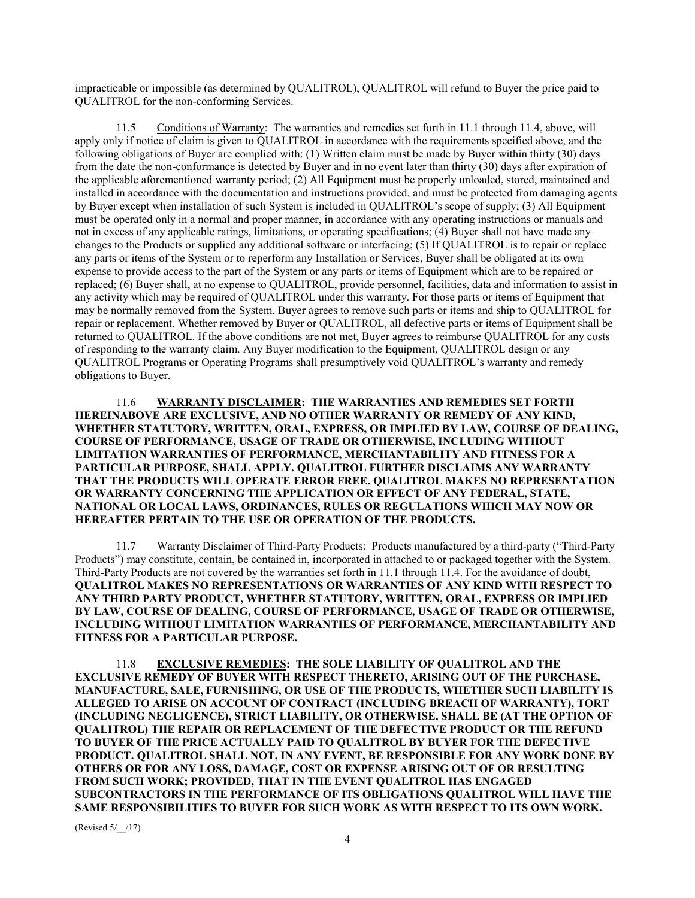impracticable or impossible (as determined by QUALITROL), QUALITROL will refund to Buyer the price paid to QUALITROL for the non-conforming Services.

11.5 Conditions of Warranty: The warranties and remedies set forth in 11.1 through 11.4, above, will apply only if notice of claim is given to QUALITROL in accordance with the requirements specified above, and the following obligations of Buyer are complied with: (1) Written claim must be made by Buyer within thirty (30) days from the date the non-conformance is detected by Buyer and in no event later than thirty (30) days after expiration of the applicable aforementioned warranty period; (2) All Equipment must be properly unloaded, stored, maintained and installed in accordance with the documentation and instructions provided, and must be protected from damaging agents by Buyer except when installation of such System is included in QUALITROL's scope of supply; (3) All Equipment must be operated only in a normal and proper manner, in accordance with any operating instructions or manuals and not in excess of any applicable ratings, limitations, or operating specifications; (4) Buyer shall not have made any changes to the Products or supplied any additional software or interfacing; (5) If QUALITROL is to repair or replace any parts or items of the System or to reperform any Installation or Services, Buyer shall be obligated at its own expense to provide access to the part of the System or any parts or items of Equipment which are to be repaired or replaced; (6) Buyer shall, at no expense to QUALITROL, provide personnel, facilities, data and information to assist in any activity which may be required of QUALITROL under this warranty. For those parts or items of Equipment that may be normally removed from the System, Buyer agrees to remove such parts or items and ship to QUALITROL for repair or replacement. Whether removed by Buyer or QUALITROL, all defective parts or items of Equipment shall be returned to QUALITROL. If the above conditions are not met, Buyer agrees to reimburse QUALITROL for any costs of responding to the warranty claim. Any Buyer modification to the Equipment, QUALITROL design or any QUALITROL Programs or Operating Programs shall presumptively void QUALITROL's warranty and remedy obligations to Buyer.

11.6 **WARRANTY DISCLAIMER: THE WARRANTIES AND REMEDIES SET FORTH HEREINABOVE ARE EXCLUSIVE, AND NO OTHER WARRANTY OR REMEDY OF ANY KIND, WHETHER STATUTORY, WRITTEN, ORAL, EXPRESS, OR IMPLIED BY LAW, COURSE OF DEALING, COURSE OF PERFORMANCE, USAGE OF TRADE OR OTHERWISE, INCLUDING WITHOUT LIMITATION WARRANTIES OF PERFORMANCE, MERCHANTABILITY AND FITNESS FOR A PARTICULAR PURPOSE, SHALL APPLY. QUALITROL FURTHER DISCLAIMS ANY WARRANTY THAT THE PRODUCTS WILL OPERATE ERROR FREE. QUALITROL MAKES NO REPRESENTATION OR WARRANTY CONCERNING THE APPLICATION OR EFFECT OF ANY FEDERAL, STATE, NATIONAL OR LOCAL LAWS, ORDINANCES, RULES OR REGULATIONS WHICH MAY NOW OR HEREAFTER PERTAIN TO THE USE OR OPERATION OF THE PRODUCTS.**

11.7 Warranty Disclaimer of Third-Party Products: Products manufactured by a third-party ("Third-Party Products") may constitute, contain, be contained in, incorporated in attached to or packaged together with the System. Third-Party Products are not covered by the warranties set forth in 11.1 through 11.4. For the avoidance of doubt, **QUALITROL MAKES NO REPRESENTATIONS OR WARRANTIES OF ANY KIND WITH RESPECT TO ANY THIRD PARTY PRODUCT, WHETHER STATUTORY, WRITTEN, ORAL, EXPRESS OR IMPLIED BY LAW, COURSE OF DEALING, COURSE OF PERFORMANCE, USAGE OF TRADE OR OTHERWISE, INCLUDING WITHOUT LIMITATION WARRANTIES OF PERFORMANCE, MERCHANTABILITY AND FITNESS FOR A PARTICULAR PURPOSE.**

11.8 **EXCLUSIVE REMEDIES: THE SOLE LIABILITY OF QUALITROL AND THE EXCLUSIVE REMEDY OF BUYER WITH RESPECT THERETO, ARISING OUT OF THE PURCHASE, MANUFACTURE, SALE, FURNISHING, OR USE OF THE PRODUCTS, WHETHER SUCH LIABILITY IS ALLEGED TO ARISE ON ACCOUNT OF CONTRACT (INCLUDING BREACH OF WARRANTY), TORT (INCLUDING NEGLIGENCE), STRICT LIABILITY, OR OTHERWISE, SHALL BE (AT THE OPTION OF QUALITROL) THE REPAIR OR REPLACEMENT OF THE DEFECTIVE PRODUCT OR THE REFUND TO BUYER OF THE PRICE ACTUALLY PAID TO QUALITROL BY BUYER FOR THE DEFECTIVE PRODUCT. QUALITROL SHALL NOT, IN ANY EVENT, BE RESPONSIBLE FOR ANY WORK DONE BY OTHERS OR FOR ANY LOSS, DAMAGE, COST OR EXPENSE ARISING OUT OF OR RESULTING FROM SUCH WORK; PROVIDED, THAT IN THE EVENT QUALITROL HAS ENGAGED SUBCONTRACTORS IN THE PERFORMANCE OF ITS OBLIGATIONS QUALITROL WILL HAVE THE SAME RESPONSIBILITIES TO BUYER FOR SUCH WORK AS WITH RESPECT TO ITS OWN WORK.**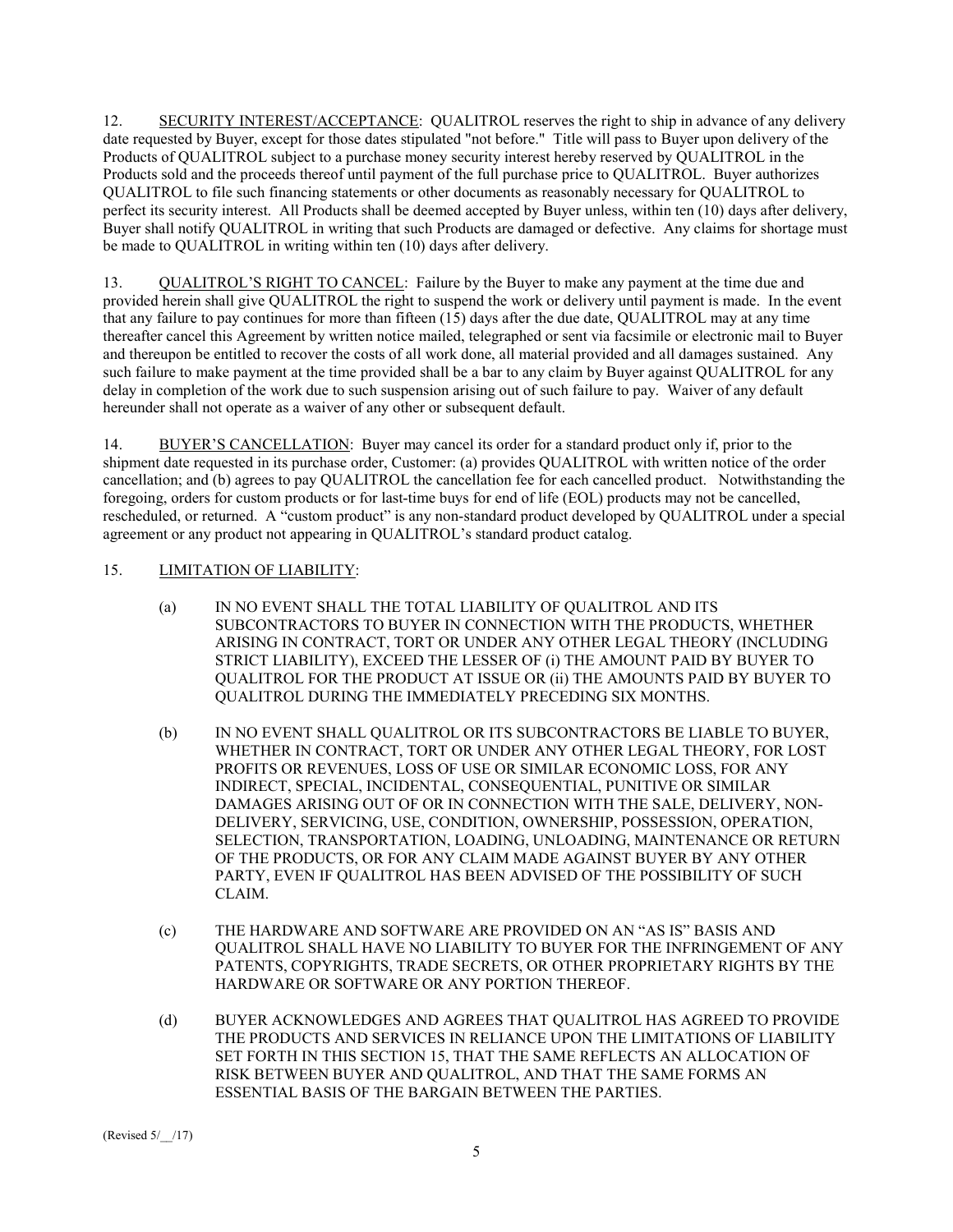12. <u>SECURITY INTEREST/ACCEPTANCE</u>: QUALITROL reserves the right to ship in advance of any delivery date requested by Buyer, except for those dates stipulated "not before." Title will pass to Buyer upon delivery of the Products of QUALITROL subject to a purchase money security interest hereby reserved by QUALITROL in the Products sold and the proceeds thereof until payment of the full purchase price to QUALITROL. Buyer authorizes QUALITROL to file such financing statements or other documents as reasonably necessary for QUALITROL to perfect its security interest. All Products shall be deemed accepted by Buyer unless, within ten (10) days after delivery, Buyer shall notify QUALITROL in writing that such Products are damaged or defective. Any claims for shortage must be made to QUALITROL in writing within ten (10) days after delivery.

13. <u>QUALITROL'S RIGHT TO CANCEL</u>: Failure by the Buyer to make any payment at the time due and provided herein shall give QUALITROL the right to suspend the work or delivery until payment is made. In the event that any failure to pay continues for more than fifteen (15) days after the due date, QUALITROL may at any time thereafter cancel this Agreement by written notice mailed, telegraphed or sent via facsimile or electronic mail to Buyer and thereupon be entitled to recover the costs of all work done, all material provided and all damages sustained. Any such failure to make payment at the time provided shall be a bar to any claim by Buyer against QUALITROL for any delay in completion of the work due to such suspension arising out of such failure to pay. Waiver of any default hereunder shall not operate as a waiver of any other or subsequent default.

14. <u>BUYER'S CANCELLATION</u>: Buyer may cancel its order for a standard product only if, prior to the shipment date requested in its purchase order, Customer: (a) provides QUALITROL with written notice of the order cancellation; and (b) agrees to pay QUALITROL the cancellation fee for each cancelled product. Notwithstanding the foregoing, orders for custom products or for last-time buys for end of life (EOL) products may not be cancelled, rescheduled, or returned. A "custom product" is any non-standard product developed by QUALITROL under a special agreement or any product not appearing in QUALITROL's standard product catalog.

15. <u>LIMITATION OF LIABILITY</u>:

(a) IN NO EVENT SHALL THE TOTAL LIABILITY OF QUALITROL AND ITS SUBCONTRACTORS TO BUYER IN CONNECTION WITH THE PRODUCTS, WHETHER ARISING IN CONTRACT, TORT OR UNDER ANY OTHER LEGAL THEORY (INCLUDING STRICT LIABILITY), EXCEED THE LESSER OF (i) THE AMOUNT PAID BY BUYER TO QUALITROL FOR THE PRODUCT AT ISSUE OR (ii) THE AMOUNTS PAID BY BUYER TO QUALITROL DURING THE IMMEDIATELY PRECEDING SIX MONTHS.

(b) IN NO EVENT SHALL QUALITROL OR ITS SUBCONTRACTORS BE LIABLE TO BUYER, WHETHER IN CONTRACT, TORT OR UNDER ANY OTHER LEGAL THEORY, FOR LOST PROFITS OR REVENUES, LOSS OF USE OR SIMILAR ECONOMIC LOSS, FOR ANY INDIRECT, SPECIAL, INCIDENTAL, CONSEQUENTIAL, PUNITIVE OR SIMILAR DAMAGES ARISING OUT OF OR IN CONNECTION WITH THE SALE, DELIVERY, NON-DELIVERY, SERVICING, USE, CONDITION, OWNERSHIP, POSSESSION, OPERATION, SELECTION, TRANSPORTATION, LOADING, UNLOADING, MAINTENANCE OR RETURN OF THE PRODUCTS, OR FOR ANY CLAIM MADE AGAINST BUYER BY ANY OTHER PARTY, EVEN IF QUALITROL HAS BEEN ADVISED OF THE POSSIBILITY OF SUCH CLAIM.

(c) THE HARDWARE AND SOFTWARE ARE PROVIDED ON AN "AS IS" BASIS AND QUALITROL SHALL HAVE NO LIABILITY TO BUYER FOR THE INFRINGEMENT OF ANY PATENTS, COPYRIGHTS, TRADE SECRETS, OR OTHER PROPRIETARY RIGHTS BY THE HARDWARE OR SOFTWARE OR ANY PORTION THEREOF.

(d) BUYER ACKNOWLEDGES AND AGREES THAT QUALITROL HAS AGREED TO PROVIDE THE PRODUCTS AND SERVICES IN RELIANCE UPON THE LIMITATIONS OF LIABILITY SET FORTH IN THIS SECTION 15, THAT THE SAME REFLECTS AN ALLOCATION OF RISK BETWEEN BUYER AND QUALITROL, AND THAT THE SAME FORMS AN ESSENTIAL BASIS OF THE BARGAIN BETWEEN THE PARTIES.

(Revised 5/__/17)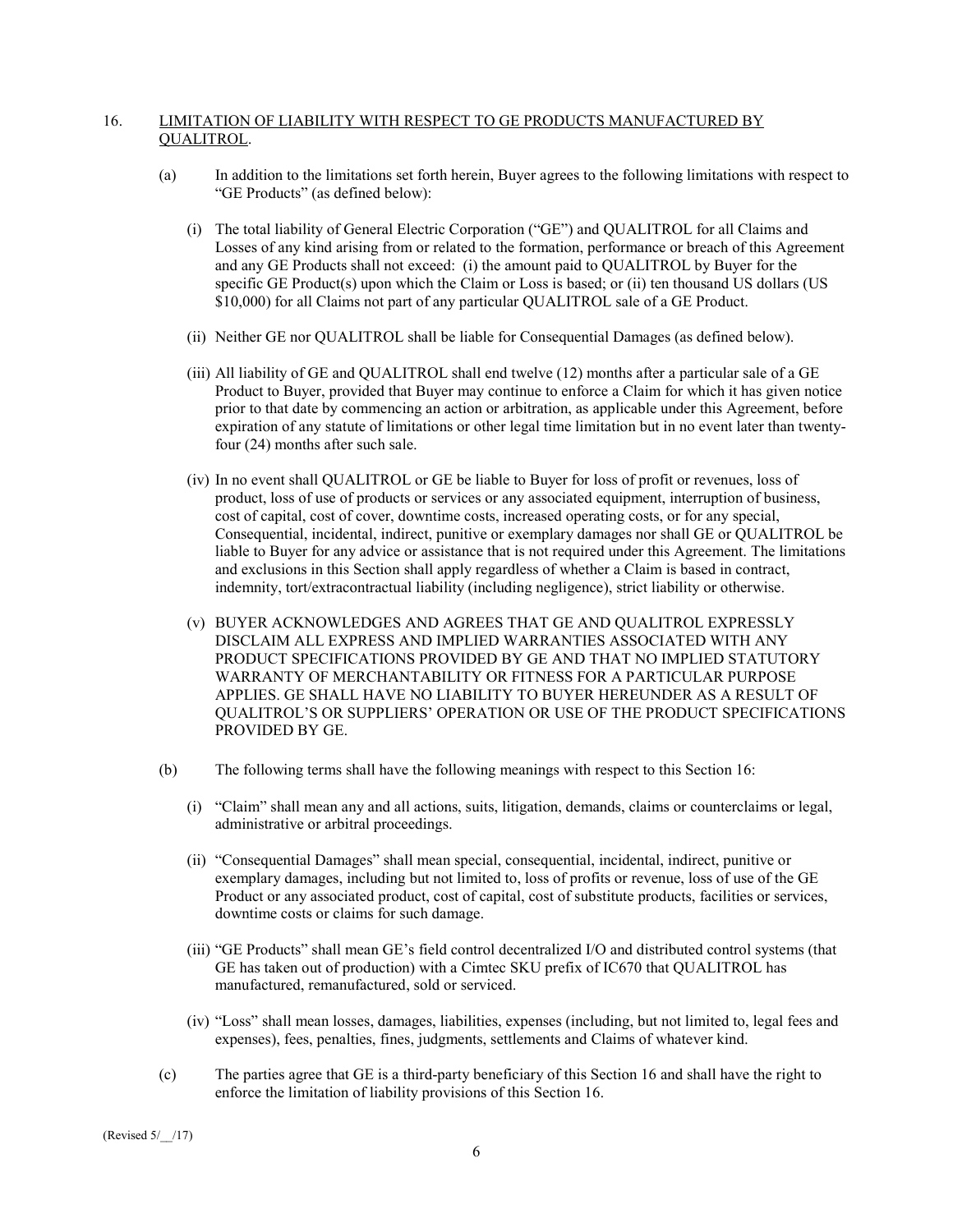16. <u>LIMITATION OF LIABILITY WITH RESPECT TO GE PRODUCTS MANUFACTURED BY QUALITROL</u>.

(a) In addition to the limitations set forth herein, Buyer agrees to the following limitations with respect to "GE Products" (as defined below):

(i) The total liability of General Electric Corporation ("GE") and QUALITROL for all Claims and Losses of any kind arising from or related to the formation, performance or breach of this Agreement and any GE Products shall not exceed: (i) the amount paid to QUALITROL by Buyer for the specific GE Product(s) upon which the Claim or Loss is based; or (ii) ten thousand US dollars (US $10,000) for all Claims not part of any particular QUALITROL sale of a GE Product.

(ii) Neither GE nor QUALITROL shall be liable for Consequential Damages (as defined below).

(iii) All liability of GE and QUALITROL shall end twelve (12) months after a particular sale of a GE Product to Buyer, provided that Buyer may continue to enforce a Claim for which it has given notice prior to that date by commencing an action or arbitration, as applicable under this Agreement, before expiration of any statute of limitations or other legal time limitation but in no event later than twenty-four (24) months after such sale.

(iv) In no event shall QUALITROL or GE be liable to Buyer for loss of profit or revenues, loss of product, loss of use of products or services or any associated equipment, interruption of business, cost of capital, cost of cover, downtime costs, increased operating costs, or for any special, Consequential, incidental, indirect, punitive or exemplary damages nor shall GE or QUALITROL be liable to Buyer for any advice or assistance that is not required under this Agreement. The limitations and exclusions in this Section shall apply regardless of whether a Claim is based in contract, indemnity, tort/extracontractual liability (including negligence), strict liability or otherwise.

(v) BUYER ACKNOWLEDGES AND AGREES THAT GE AND QUALITROL EXPRESSLY DISCLAIM ALL EXPRESS AND IMPLIED WARRANTIES ASSOCIATED WITH ANY PRODUCT SPECIFICATIONS PROVIDED BY GE AND THAT NO IMPLIED STATUTORY WARRANTY OF MERCHANTABILITY OR FITNESS FOR A PARTICULAR PURPOSE APPLIES. GE SHALL HAVE NO LIABILITY TO BUYER HEREUNDER AS A RESULT OF QUALITROL'S OR SUPPLIERS' OPERATION OR USE OF THE PRODUCT SPECIFICATIONS PROVIDED BY GE.

(b) The following terms shall have the following meanings with respect to this Section 16:

(i) "Claim" shall mean any and all actions, suits, litigation, demands, claims or counterclaims or legal, administrative or arbitral proceedings.

(ii) "Consequential Damages" shall mean special, consequential, incidental, indirect, punitive or exemplary damages, including but not limited to, loss of profits or revenue, loss of use of the GE Product or any associated product, cost of capital, cost of substitute products, facilities or services, downtime costs or claims for such damage.

(iii) "GE Products" shall mean GE's field control decentralized I/O and distributed control systems (that GE has taken out of production) with a Cimtec SKU prefix of IC670 that QUALITROL has manufactured, remanufactured, sold or serviced.

(iv) "Loss" shall mean losses, damages, liabilities, expenses (including, but not limited to, legal fees and expenses), fees, penalties, fines, judgments, settlements and Claims of whatever kind.

(c) The parties agree that GE is a third-party beneficiary of this Section 16 and shall have the right to enforce the limitation of liability provisions of this Section 16.

(Revised 5/__/17)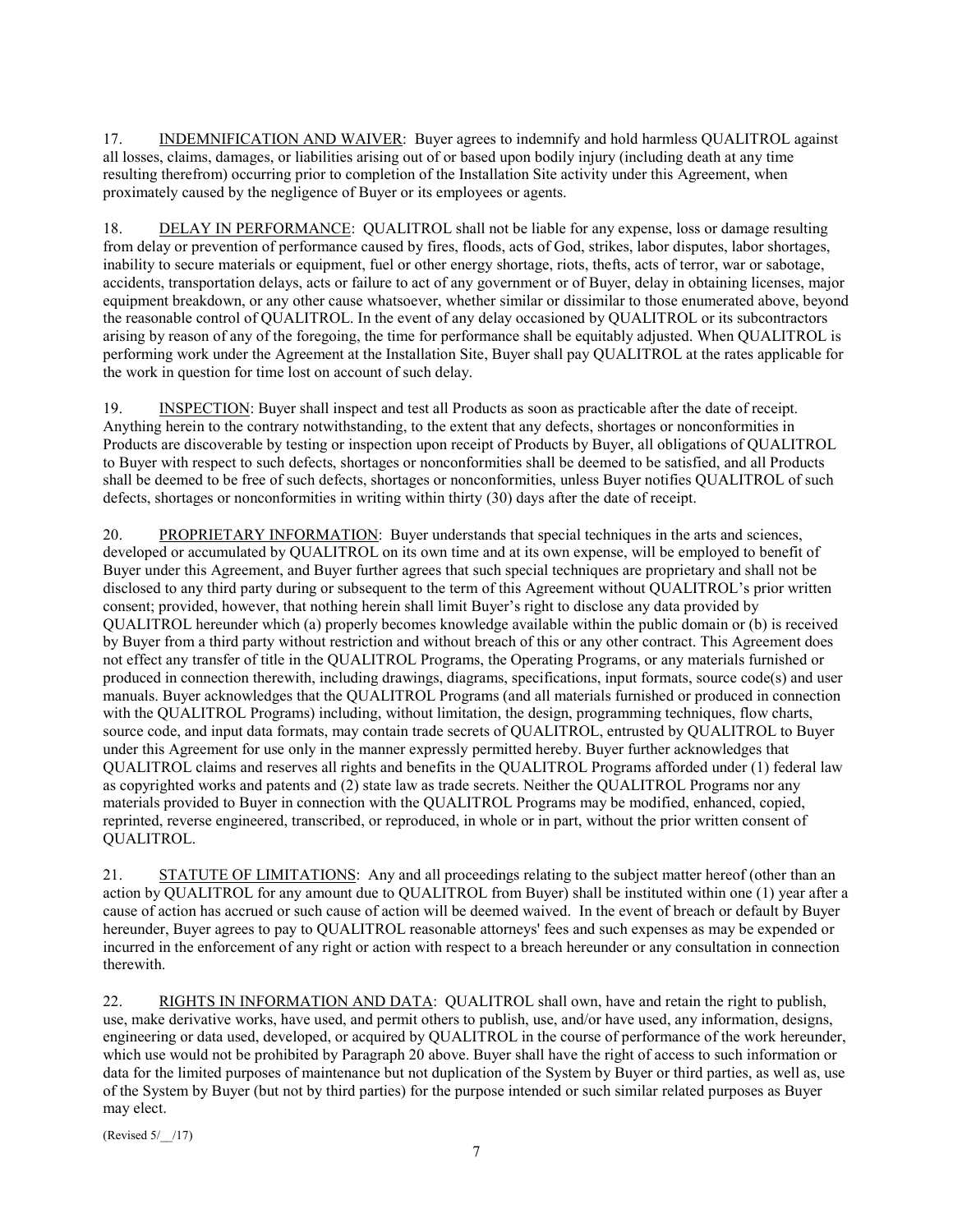17. INDEMNIFICATION AND WAIVER: Buyer agrees to indemnify and hold harmless QUALITROL against all losses, claims, damages, or liabilities arising out of or based upon bodily injury (including death at any time resulting therefrom) occurring prior to completion of the Installation Site activity under this Agreement, when proximately caused by the negligence of Buyer or its employees or agents.

18. DELAY IN PERFORMANCE: QUALITROL shall not be liable for any expense, loss or damage resulting from delay or prevention of performance caused by fires, floods, acts of God, strikes, labor disputes, labor shortages, inability to secure materials or equipment, fuel or other energy shortage, riots, thefts, acts of terror, war or sabotage, accidents, transportation delays, acts or failure to act of any government or of Buyer, delay in obtaining licenses, major equipment breakdown, or any other cause whatsoever, whether similar or dissimilar to those enumerated above, beyond the reasonable control of QUALITROL. In the event of any delay occasioned by QUALITROL or its subcontractors arising by reason of any of the foregoing, the time for performance shall be equitably adjusted. When QUALITROL is performing work under the Agreement at the Installation Site, Buyer shall pay QUALITROL at the rates applicable for the work in question for time lost on account of such delay.

19. INSPECTION: Buyer shall inspect and test all Products as soon as practicable after the date of receipt. Anything herein to the contrary notwithstanding, to the extent that any defects, shortages or nonconformities in Products are discoverable by testing or inspection upon receipt of Products by Buyer, all obligations of QUALITROL to Buyer with respect to such defects, shortages or nonconformities shall be deemed to be satisfied, and all Products shall be deemed to be free of such defects, shortages or nonconformities, unless Buyer notifies QUALITROL of such defects, shortages or nonconformities in writing within thirty (30) days after the date of receipt.

20. PROPRIETARY INFORMATION: Buyer understands that special techniques in the arts and sciences, developed or accumulated by QUALITROL on its own time and at its own expense, will be employed to benefit of Buyer under this Agreement, and Buyer further agrees that such special techniques are proprietary and shall not be disclosed to any third party during or subsequent to the term of this Agreement without QUALITROL's prior written consent; provided, however, that nothing herein shall limit Buyer's right to disclose any data provided by QUALITROL hereunder which (a) properly becomes knowledge available within the public domain or (b) is received by Buyer from a third party without restriction and without breach of this or any other contract. This Agreement does not effect any transfer of title in the QUALITROL Programs, the Operating Programs, or any materials furnished or produced in connection therewith, including drawings, diagrams, specifications, input formats, source code(s) and user manuals. Buyer acknowledges that the QUALITROL Programs (and all materials furnished or produced in connection with the QUALITROL Programs) including, without limitation, the design, programming techniques, flow charts, source code, and input data formats, may contain trade secrets of QUALITROL, entrusted by QUALITROL to Buyer under this Agreement for use only in the manner expressly permitted hereby. Buyer further acknowledges that QUALITROL claims and reserves all rights and benefits in the QUALITROL Programs afforded under (1) federal law as copyrighted works and patents and (2) state law as trade secrets. Neither the QUALITROL Programs nor any materials provided to Buyer in connection with the QUALITROL Programs may be modified, enhanced, copied, reprinted, reverse engineered, transcribed, or reproduced, in whole or in part, without the prior written consent of QUALITROL.

21. STATUTE OF LIMITATIONS: Any and all proceedings relating to the subject matter hereof (other than an action by QUALITROL for any amount due to QUALITROL from Buyer) shall be instituted within one (1) year after a cause of action has accrued or such cause of action will be deemed waived. In the event of breach or default by Buyer hereunder, Buyer agrees to pay to QUALITROL reasonable attorneys' fees and such expenses as may be expended or incurred in the enforcement of any right or action with respect to a breach hereunder or any consultation in connection therewith.

22. RIGHTS IN INFORMATION AND DATA: QUALITROL shall own, have and retain the right to publish, use, make derivative works, have used, and permit others to publish, use, and/or have used, any information, designs, engineering or data used, developed, or acquired by QUALITROL in the course of performance of the work hereunder, which use would not be prohibited by Paragraph 20 above. Buyer shall have the right of access to such information or data for the limited purposes of maintenance but not duplication of the System by Buyer or third parties, as well as, use of the System by Buyer (but not by third parties) for the purpose intended or such similar related purposes as Buyer may elect.

(Revised 5/__/17)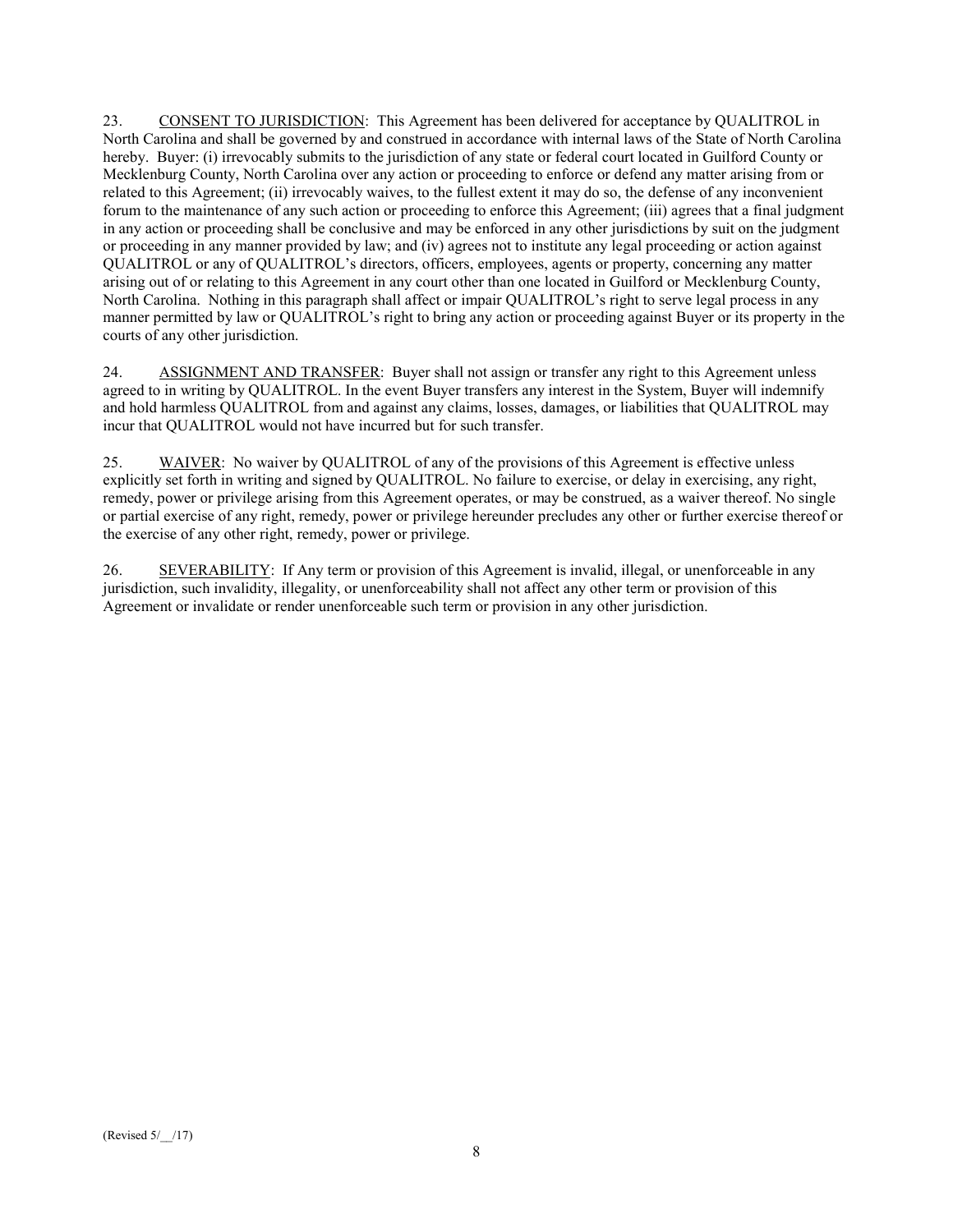23. CONSENT TO JURISDICTION: This Agreement has been delivered for acceptance by QUALITROL in North Carolina and shall be governed by and construed in accordance with internal laws of the State of North Carolina hereby. Buyer: (i) irrevocably submits to the jurisdiction of any state or federal court located in Guilford County or Mecklenburg County, North Carolina over any action or proceeding to enforce or defend any matter arising from or related to this Agreement; (ii) irrevocably waives, to the fullest extent it may do so, the defense of any inconvenient forum to the maintenance of any such action or proceeding to enforce this Agreement; (iii) agrees that a final judgment in any action or proceeding shall be conclusive and may be enforced in any other jurisdictions by suit on the judgment or proceeding in any manner provided by law; and (iv) agrees not to institute any legal proceeding or action against QUALITROL or any of QUALITROL's directors, officers, employees, agents or property, concerning any matter arising out of or relating to this Agreement in any court other than one located in Guilford or Mecklenburg County, North Carolina. Nothing in this paragraph shall affect or impair QUALITROL's right to serve legal process in any manner permitted by law or QUALITROL's right to bring any action or proceeding against Buyer or its property in the courts of any other jurisdiction.

24. ASSIGNMENT AND TRANSFER: Buyer shall not assign or transfer any right to this Agreement unless agreed to in writing by QUALITROL. In the event Buyer transfers any interest in the System, Buyer will indemnify and hold harmless QUALITROL from and against any claims, losses, damages, or liabilities that QUALITROL may incur that QUALITROL would not have incurred but for such transfer.

25. WAIVER: No waiver by QUALITROL of any of the provisions of this Agreement is effective unless explicitly set forth in writing and signed by QUALITROL. No failure to exercise, or delay in exercising, any right, remedy, power or privilege arising from this Agreement operates, or may be construed, as a waiver thereof. No single or partial exercise of any right, remedy, power or privilege hereunder precludes any other or further exercise thereof or the exercise of any other right, remedy, power or privilege.

26. SEVERABILITY: If Any term or provision of this Agreement is invalid, illegal, or unenforceable in any jurisdiction, such invalidity, illegality, or unenforceability shall not affect any other term or provision of this Agreement or invalidate or render unenforceable such term or provision in any other jurisdiction.

(Revised 5/__/17)